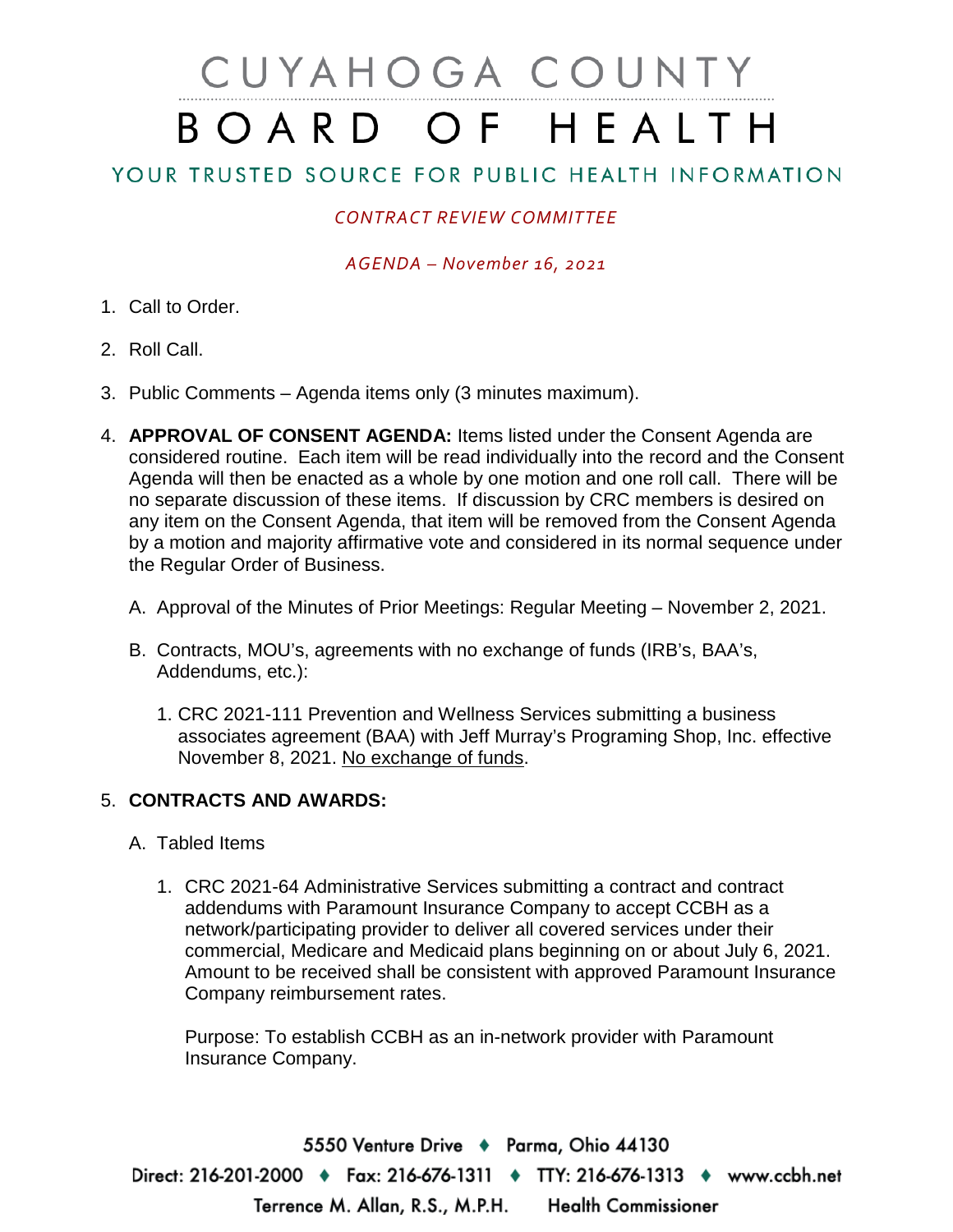# CUYAHOGA COUNTY BOARD OF HEALTH

## YOUR TRUSTED SOURCE FOR PUBLIC HEALTH INFORMATION

*CONTRACT REVIEW COMMITTEE*

*AGENDA – November 16, 2021*

1. Call to Order.

2. Roll Call.

3. Public Comments – Agenda items only (3 minutes maximum).

4. **APPROVAL OF CONSENT AGENDA:** Items listed under the Consent Agenda are considered routine. Each item will be read individually into the record and the Consent Agenda will then be enacted as a whole by one motion and one roll call. There will be no separate discussion of these items. If discussion by CRC members is desired on any item on the Consent Agenda, that item will be removed from the Consent Agenda by a motion and majority affirmative vote and considered in its normal sequence under the Regular Order of Business.

   A. Approval of the Minutes of Prior Meetings: Regular Meeting – November 2, 2021.

   B. Contracts, MOU's, agreements with no exchange of funds (IRB's, BAA's, Addendums, etc.):

      1. CRC 2021-111 Prevention and Wellness Services submitting a business associates agreement (BAA) with Jeff Murray's Programing Shop, Inc. effective November 8, 2021. No exchange of funds.

5. **CONTRACTS AND AWARDS:**

   A. Tabled Items

      1. CRC 2021-64 Administrative Services submitting a contract and contract addendums with Paramount Insurance Company to accept CCBH as a network/participating provider to deliver all covered services under their commercial, Medicare and Medicaid plans beginning on or about July 6, 2021. Amount to be received shall be consistent with approved Paramount Insurance Company reimbursement rates.

         Purpose: To establish CCBH as an in-network provider with Paramount Insurance Company.

5550 Venture Drive ♦ Parma, Ohio 44130
Direct: 216-201-2000 ♦ Fax: 216-676-1311 ♦ TTY: 216-676-1313 ♦ www.ccbh.net
Terrence M. Allan, R.S., M.P.H. Health Commissioner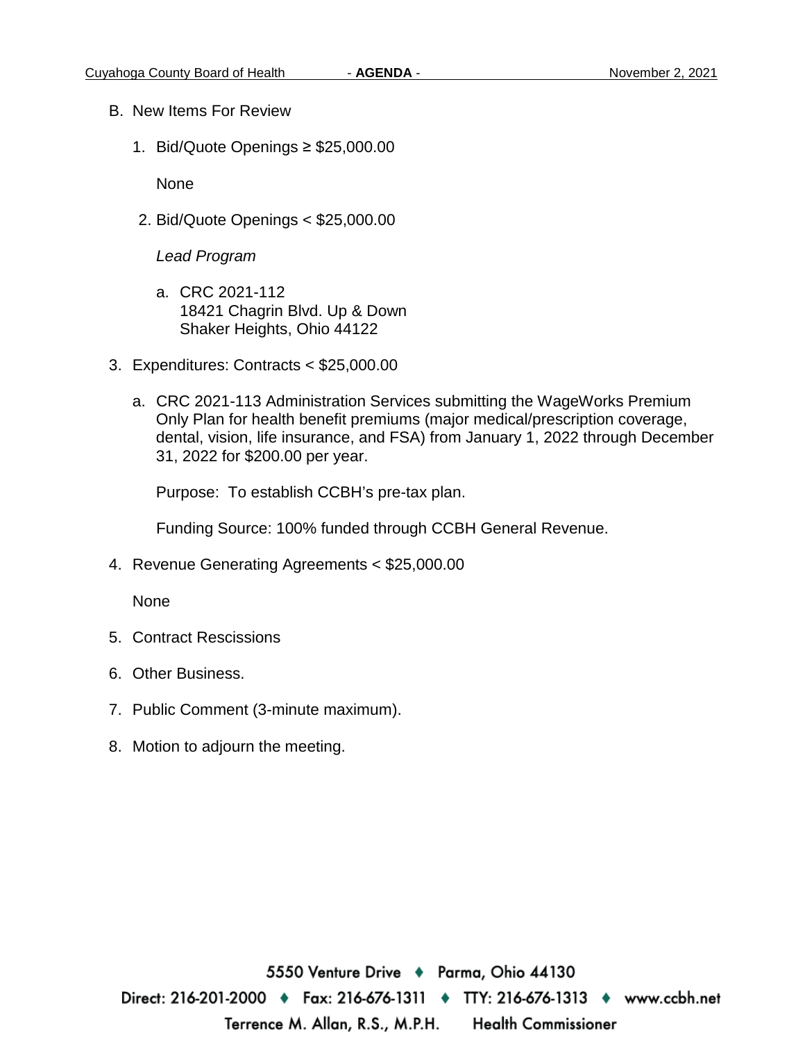B. New Items For Review

1. Bid/Quote Openings ≥ $25,000.00

   None

2. Bid/Quote Openings < $25,000.00

   *Lead Program*

   a. CRC 2021-112
      18421 Chagrin Blvd. Up & Down
      Shaker Heights, Ohio 44122

3. Expenditures: Contracts < $25,000.00

   a. CRC 2021-113 Administration Services submitting the WageWorks Premium Only Plan for health benefit premiums (major medical/prescription coverage, dental, vision, life insurance, and FSA) from January 1, 2022 through December 31, 2022 for $200.00 per year.

      Purpose: To establish CCBH's pre-tax plan.

      Funding Source: 100% funded through CCBH General Revenue.

4. Revenue Generating Agreements < $25,000.00

   None

5. Contract Rescissions

6. Other Business.

7. Public Comment (3-minute maximum).

8. Motion to adjourn the meeting.

5550 Venture Drive ♦ Parma, Ohio 44130
Direct: 216-201-2000 ♦ Fax: 216-676-1311 ♦ TTY: 216-676-1313 ♦ www.ccbh.net
Terrence M. Allan, R.S., M.P.H. Health Commissioner